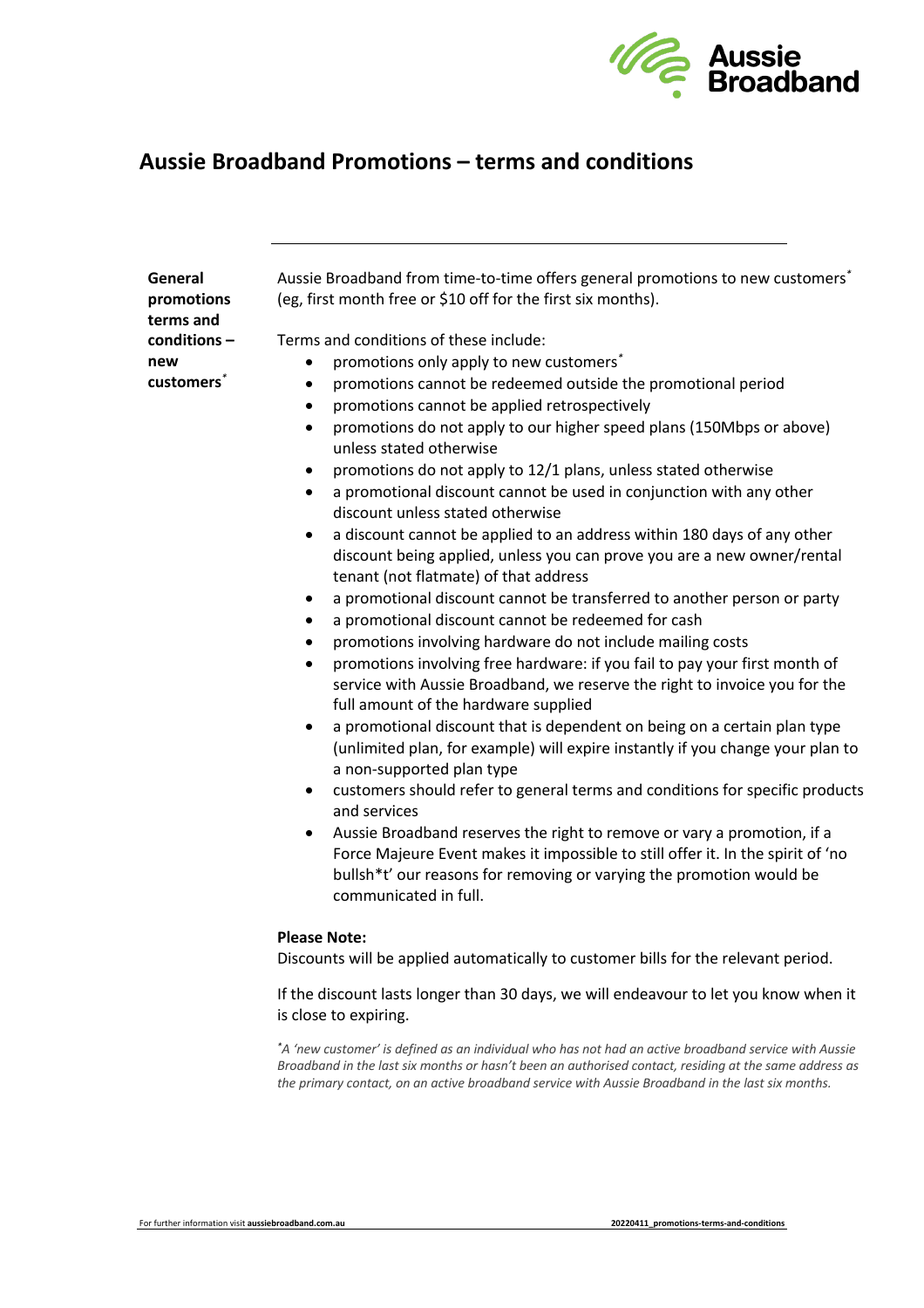# Aussie Broadband Promotions – terms and conditions

**General promotions terms and conditions – new customers***

Aussie Broadband from time-to-time offers general promotions to new customers* (eg, first month free or $10 off for the first six months).

Terms and conditions of these include:

- promotions only apply to new customers*
- promotions cannot be redeemed outside the promotional period
- promotions cannot be applied retrospectively
- promotions do not apply to our higher speed plans (150Mbps or above) unless stated otherwise
- promotions do not apply to 12/1 plans, unless stated otherwise
- a promotional discount cannot be used in conjunction with any other discount unless stated otherwise
- a discount cannot be applied to an address within 180 days of any other discount being applied, unless you can prove you are a new owner/rental tenant (not flatmate) of that address
- a promotional discount cannot be transferred to another person or party
- a promotional discount cannot be redeemed for cash
- promotions involving hardware do not include mailing costs
- promotions involving free hardware: if you fail to pay your first month of service with Aussie Broadband, we reserve the right to invoice you for the full amount of the hardware supplied
- a promotional discount that is dependent on being on a certain plan type (unlimited plan, for example) will expire instantly if you change your plan to a non-supported plan type
- customers should refer to general terms and conditions for specific products and services
- Aussie Broadband reserves the right to remove or vary a promotion, if a Force Majeure Event makes it impossible to still offer it. In the spirit of 'no bullsh*t' our reasons for removing or varying the promotion would be communicated in full.

**Please Note:**

Discounts will be applied automatically to customer bills for the relevant period.

If the discount lasts longer than 30 days, we will endeavour to let you know when it is close to expiring.

**A 'new customer' is defined as an individual who has not had an active broadband service with Aussie Broadband in the last six months or hasn't been an authorised contact, residing at the same address as the primary contact, on an active broadband service with Aussie Broadband in the last six months.*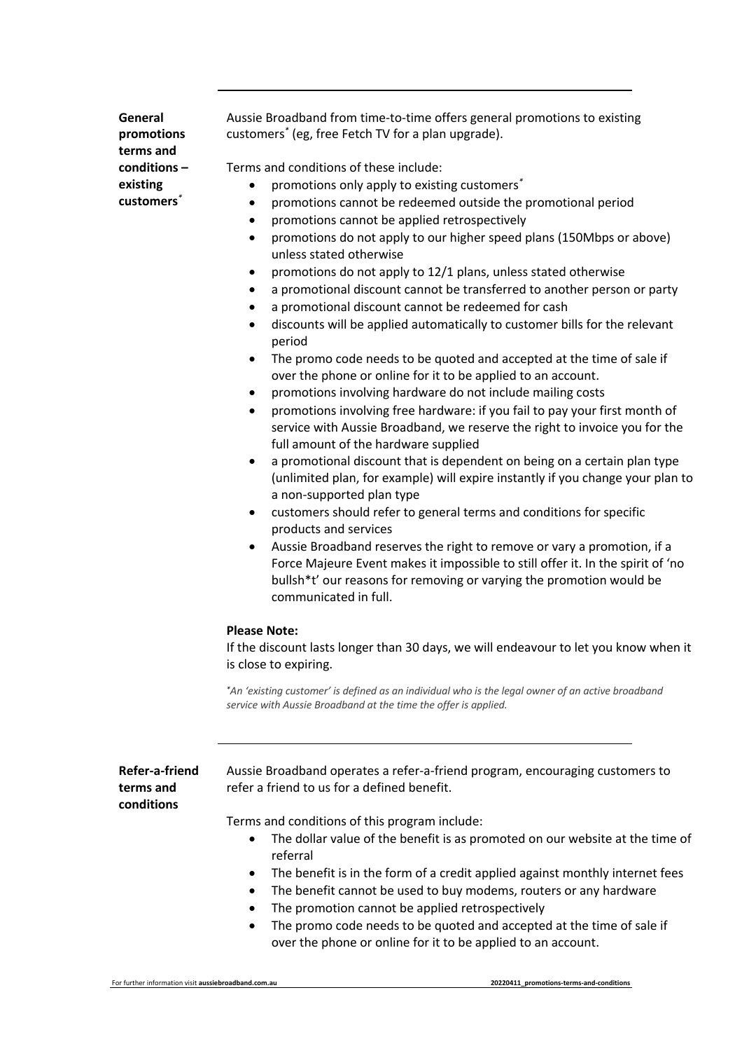## General promotions terms and conditions – existing customers*

Aussie Broadband from time-to-time offers general promotions to existing customers* (eg, free Fetch TV for a plan upgrade).

Terms and conditions of these include:

- promotions only apply to existing customers*
- promotions cannot be redeemed outside the promotional period
- promotions cannot be applied retrospectively
- promotions do not apply to our higher speed plans (150Mbps or above) unless stated otherwise
- promotions do not apply to 12/1 plans, unless stated otherwise
- a promotional discount cannot be transferred to another person or party
- a promotional discount cannot be redeemed for cash
- discounts will be applied automatically to customer bills for the relevant period
- The promo code needs to be quoted and accepted at the time of sale if over the phone or online for it to be applied to an account.
- promotions involving hardware do not include mailing costs
- promotions involving free hardware: if you fail to pay your first month of service with Aussie Broadband, we reserve the right to invoice you for the full amount of the hardware supplied
- a promotional discount that is dependent on being on a certain plan type (unlimited plan, for example) will expire instantly if you change your plan to a non-supported plan type
- customers should refer to general terms and conditions for specific products and services
- Aussie Broadband reserves the right to remove or vary a promotion, if a Force Majeure Event makes it impossible to still offer it. In the spirit of 'no bullsh*t' our reasons for removing or varying the promotion would be communicated in full.

**Please Note:**
If the discount lasts longer than 30 days, we will endeavour to let you know when it is close to expiring.

**An 'existing customer' is defined as an individual who is the legal owner of an active broadband service with Aussie Broadband at the time the offer is applied.*

## Refer-a-friend terms and conditions

Aussie Broadband operates a refer-a-friend program, encouraging customers to refer a friend to us for a defined benefit.

Terms and conditions of this program include:

- The dollar value of the benefit is as promoted on our website at the time of referral
- The benefit is in the form of a credit applied against monthly internet fees
- The benefit cannot be used to buy modems, routers or any hardware
- The promotion cannot be applied retrospectively
- The promo code needs to be quoted and accepted at the time of sale if over the phone or online for it to be applied to an account.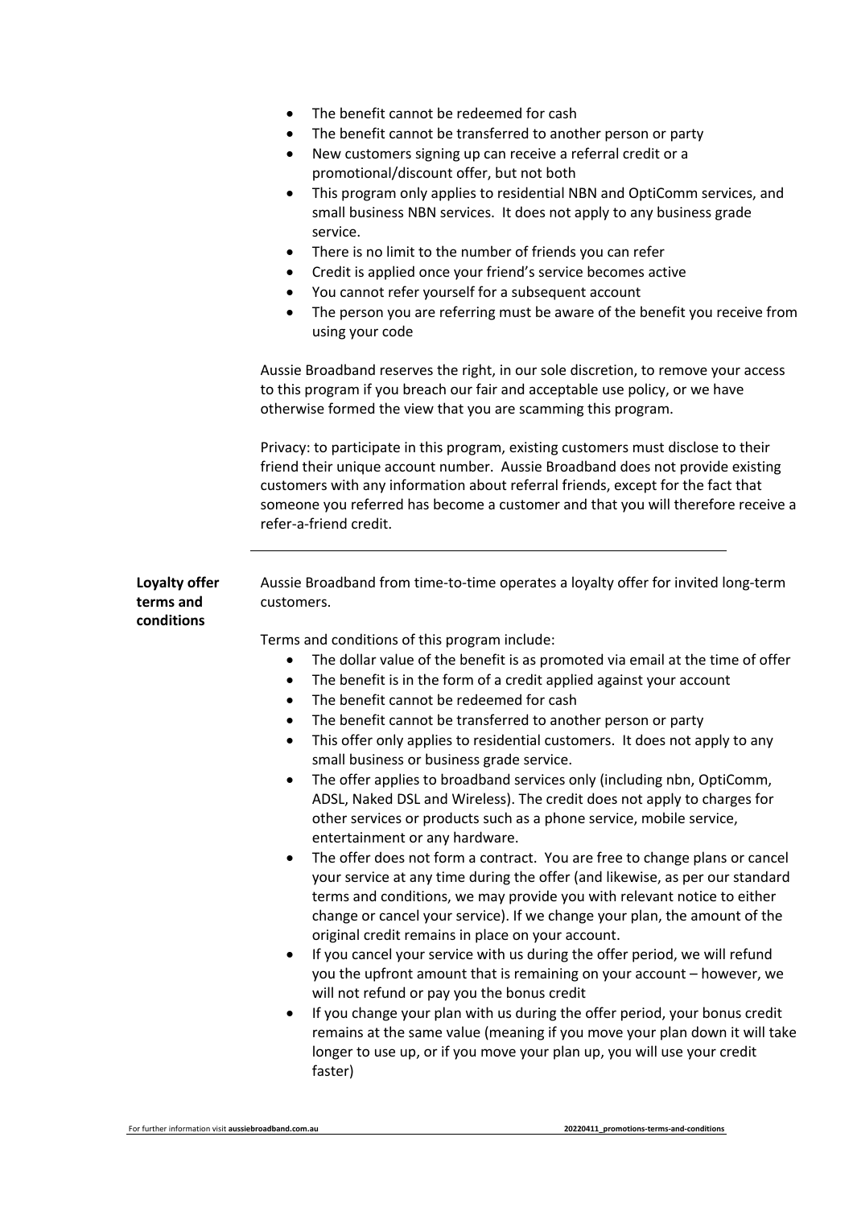- The benefit cannot be redeemed for cash
- The benefit cannot be transferred to another person or party
- New customers signing up can receive a referral credit or a promotional/discount offer, but not both
- This program only applies to residential NBN and OptiComm services, and small business NBN services. It does not apply to any business grade service.
- There is no limit to the number of friends you can refer
- Credit is applied once your friend's service becomes active
- You cannot refer yourself for a subsequent account
- The person you are referring must be aware of the benefit you receive from using your code

Aussie Broadband reserves the right, in our sole discretion, to remove your access to this program if you breach our fair and acceptable use policy, or we have otherwise formed the view that you are scamming this program.

Privacy: to participate in this program, existing customers must disclose to their friend their unique account number. Aussie Broadband does not provide existing customers with any information about referral friends, except for the fact that someone you referred has become a customer and that you will therefore receive a refer-a-friend credit.

---

**Loyalty offer terms and conditions**

Aussie Broadband from time-to-time operates a loyalty offer for invited long-term customers.

Terms and conditions of this program include:

- The dollar value of the benefit is as promoted via email at the time of offer
- The benefit is in the form of a credit applied against your account
- The benefit cannot be redeemed for cash
- The benefit cannot be transferred to another person or party
- This offer only applies to residential customers. It does not apply to any small business or business grade service.
- The offer applies to broadband services only (including nbn, OptiComm, ADSL, Naked DSL and Wireless). The credit does not apply to charges for other services or products such as a phone service, mobile service, entertainment or any hardware.
- The offer does not form a contract. You are free to change plans or cancel your service at any time during the offer (and likewise, as per our standard terms and conditions, we may provide you with relevant notice to either change or cancel your service). If we change your plan, the amount of the original credit remains in place on your account.
- If you cancel your service with us during the offer period, we will refund you the upfront amount that is remaining on your account – however, we will not refund or pay you the bonus credit
- If you change your plan with us during the offer period, your bonus credit remains at the same value (meaning if you move your plan down it will take longer to use up, or if you move your plan up, you will use your credit faster)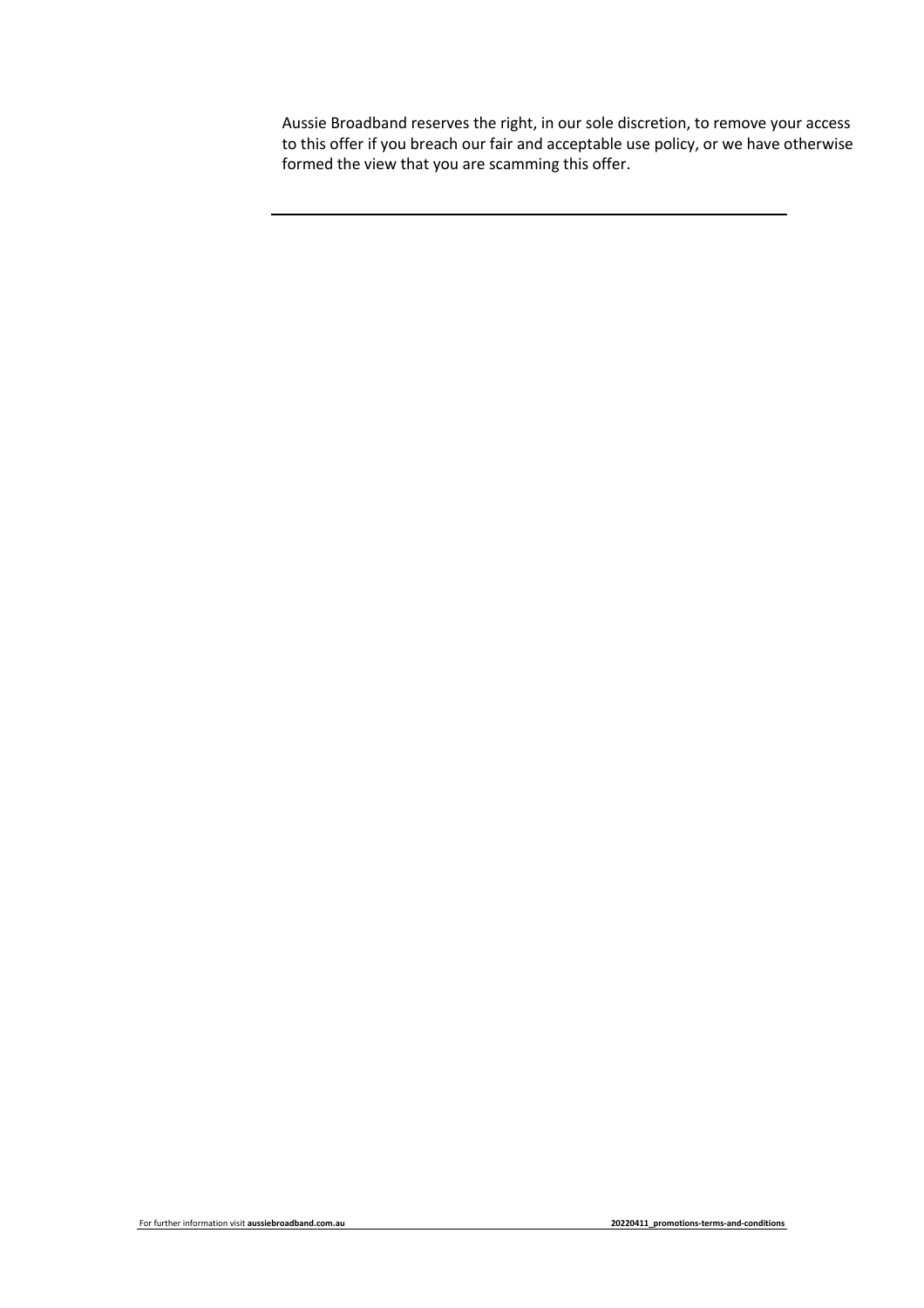Aussie Broadband reserves the right, in our sole discretion, to remove your access to this offer if you breach our fair and acceptable use policy, or we have otherwise formed the view that you are scamming this offer.

---